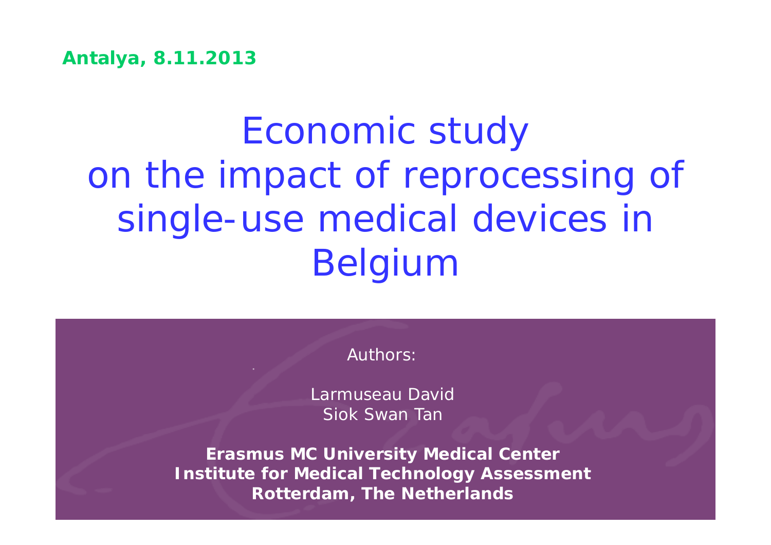**Antalya, 8.11.2013**

# Economic study on the impact of reprocessing of single-use medical devices in Belgium

Authors:

Larmuseau David
Siok Swan Tan

**Erasmus MC University Medical Center**
**Institute for Medical Technology Assessment**
**Rotterdam, The Netherlands**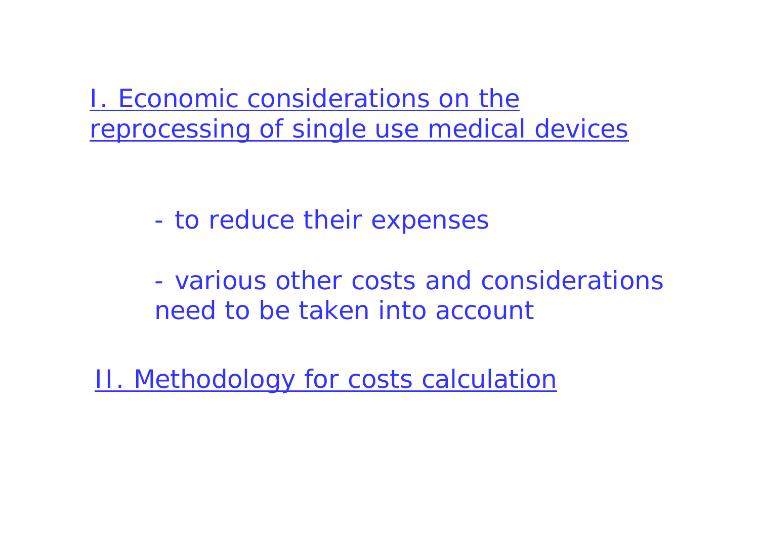## I. Economic considerations on the reprocessing of single use medical devices

- to reduce their expenses
- various other costs and considerations need to be taken into account

## II. Methodology for costs calculation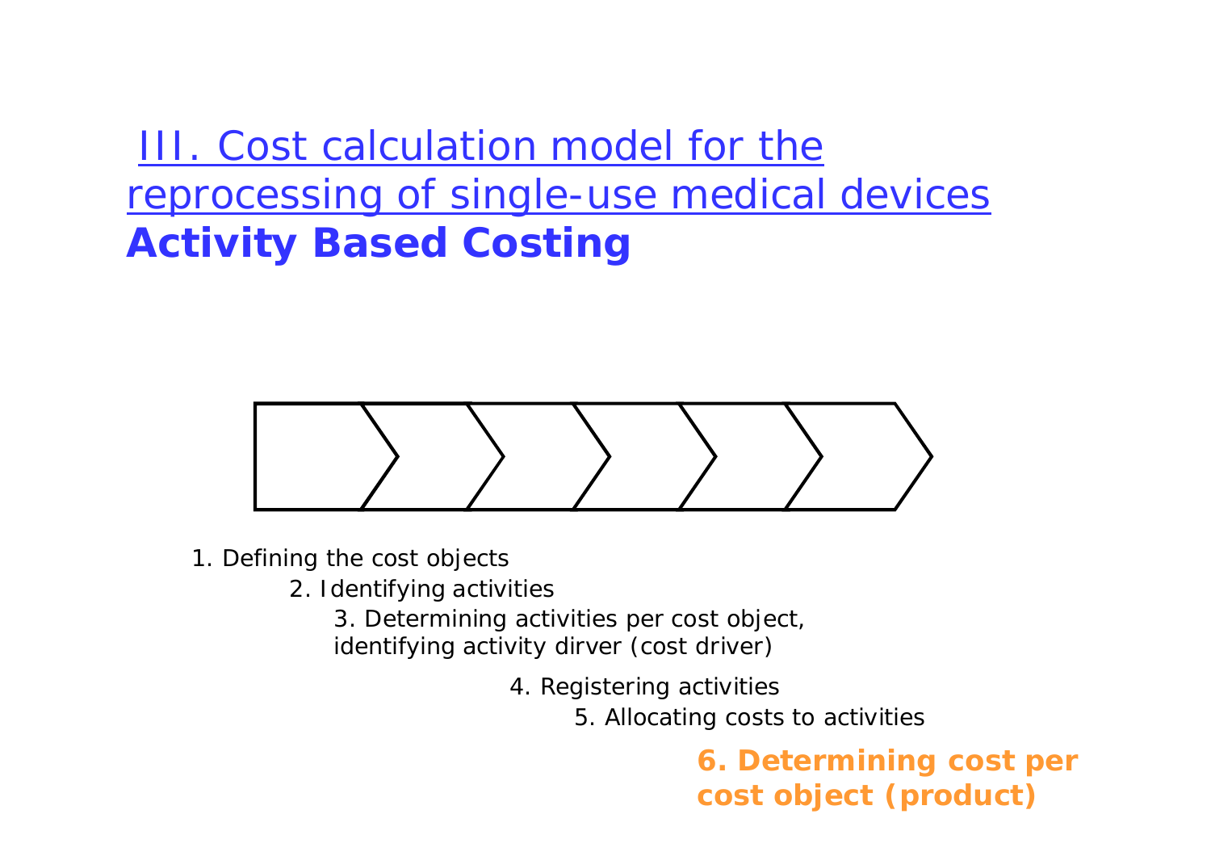# III. Cost calculation model for the reprocessing of single-use medical devices

## Activity Based Costing

1. Defining the cost objects
2. Identifying activities
3. Determining activities per cost object, identifying activity dirver (cost driver)
4. Registering activities
5. Allocating costs to activities
6. **Determining cost per cost object (product)**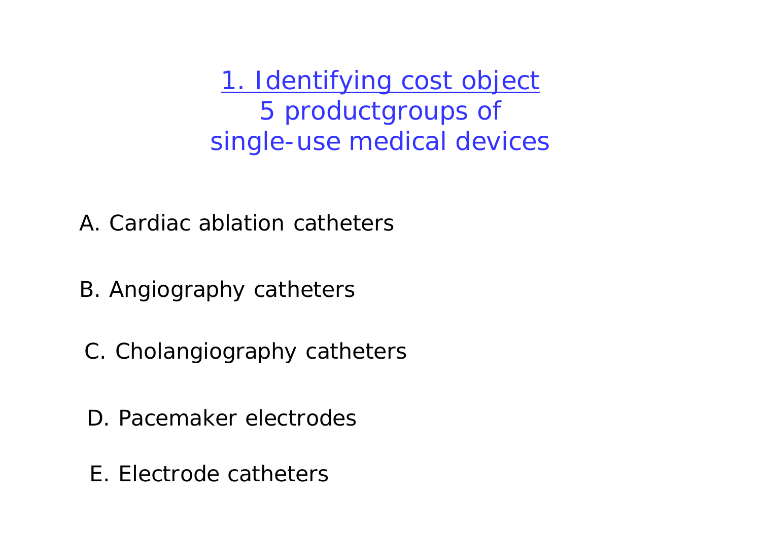## 1. Identifying cost object

## 5 productgroups of single-use medical devices

A. Cardiac ablation catheters

B. Angiography catheters

C. Cholangiography catheters

D. Pacemaker electrodes

E. Electrode catheters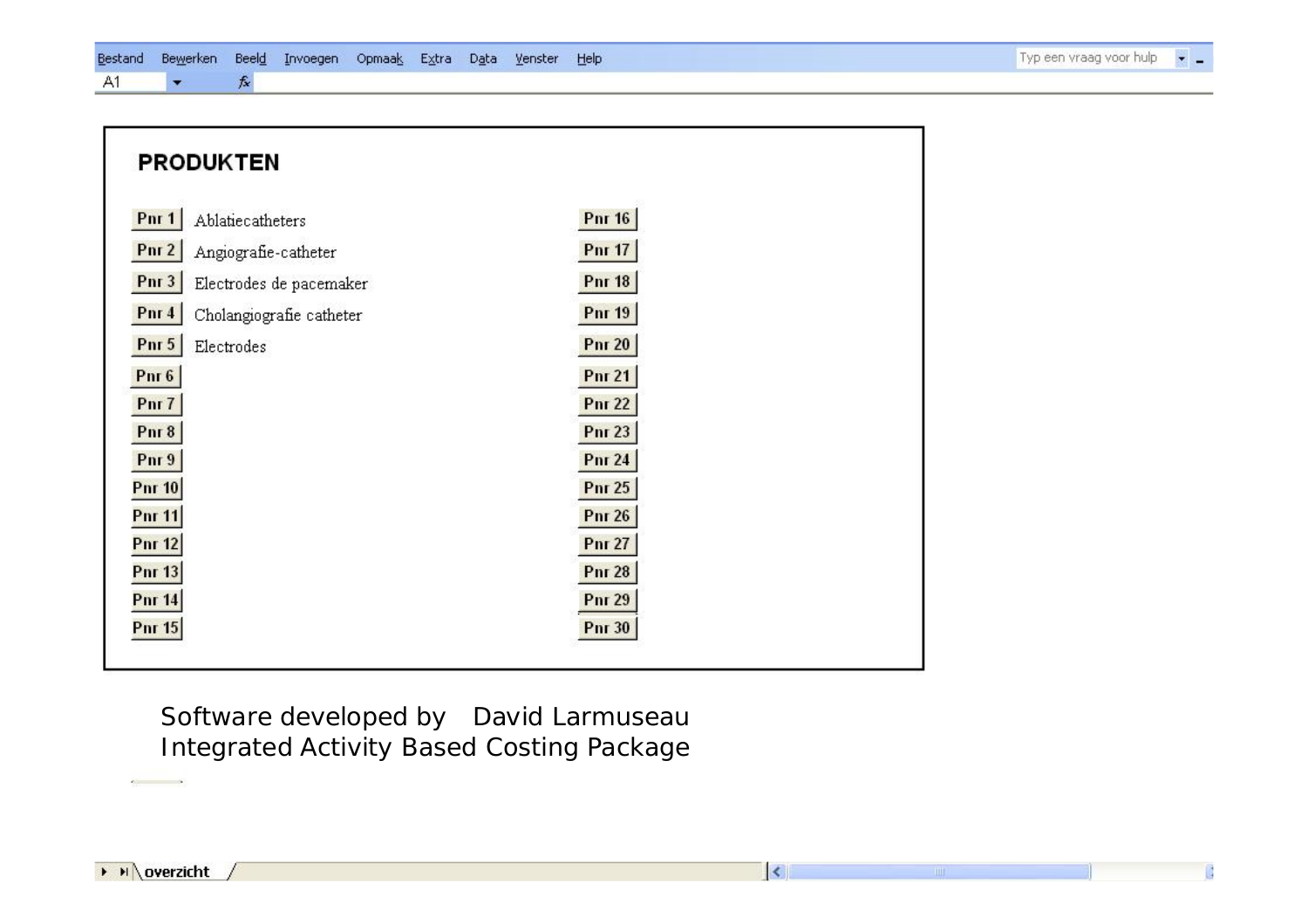Bestand Bewerken Beeld Invoegen Opmaak Extra Data Venster Help

## PRODUKTEN

| | | |
|---|---|---|
| Pnr 1 | Ablatiecatheters | Pnr 16 |
| Pnr 2 | Angiografie-catheter | Pnr 17 |
| Pnr 3 | Electrodes de pacemaker | Pnr 18 |
| Pnr 4 | Cholangiografie catheter | Pnr 19 |
| Pnr 5 | Electrodes | Pnr 20 |
| Pnr 6 | | Pnr 21 |
| Pnr 7 | | Pnr 22 |
| Pnr 8 | | Pnr 23 |
| Pnr 9 | | Pnr 24 |
| Pnr 10 | | Pnr 25 |
| Pnr 11 | | Pnr 26 |
| Pnr 12 | | Pnr 27 |
| Pnr 13 | | Pnr 28 |
| Pnr 14 | | Pnr 29 |
| Pnr 15 | | Pnr 30 |

Software developed by David Larmuseau
Integrated Activity Based Costing Package

overzicht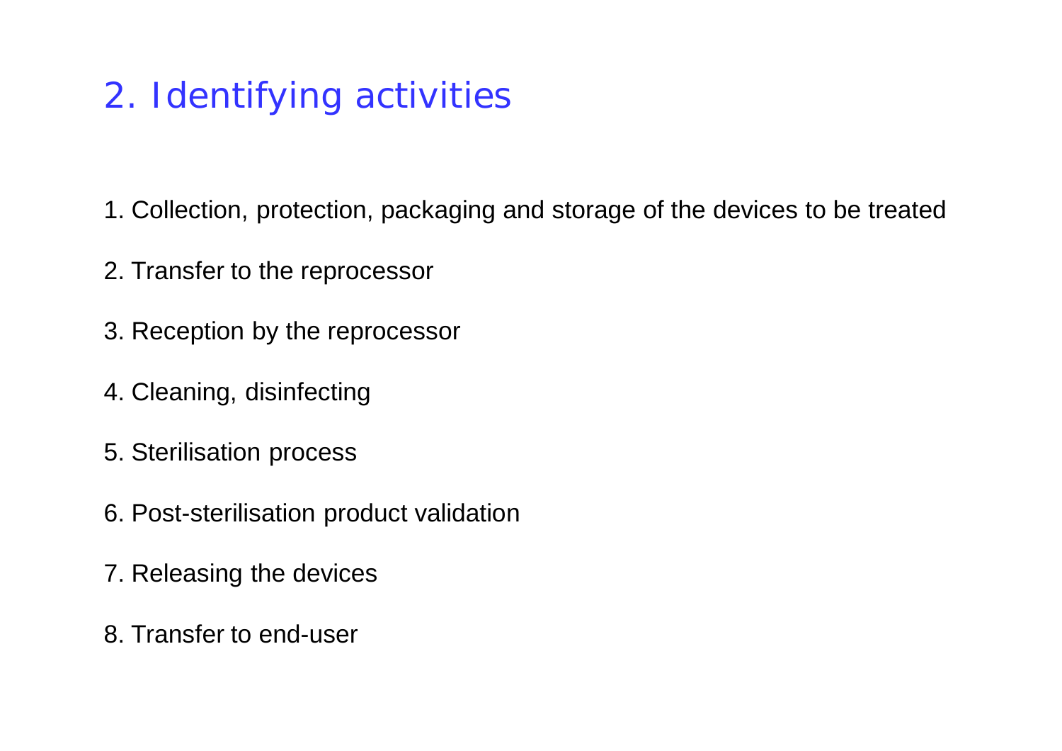## 2. Identifying activities

1. Collection, protection, packaging and storage of the devices to be treated
2. Transfer to the reprocessor
3. Reception by the reprocessor
4. Cleaning, disinfecting
5. Sterilisation process
6. Post-sterilisation product validation
7. Releasing the devices
8. Transfer to end-user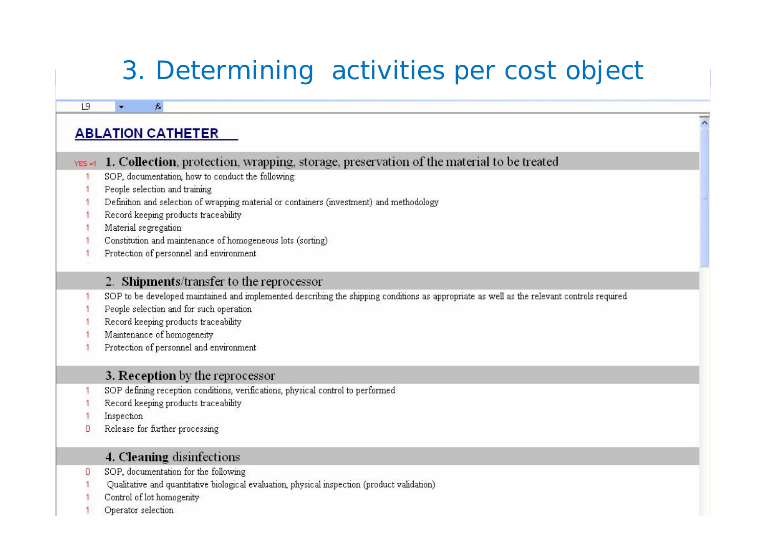# 3. Determining activities per cost object

L9

## ABLATION CATHETER

| YES =1 | **1. Collection**, protection, wrapping, storage, preservation of the material to be treated |
|---|---|
| 1 | SOP, documentation, how to conduct the following: |
| 1 | People selection and training |
| 1 | Definition and selection of wrapping material or containers (investment) and methodology |
| 1 | Record keeping products traceability |
| 1 | Material segregation |
| 1 | Constitution and maintenance of homogeneous lots (sorting) |
| 1 | Protection of personnel and environment |
| | 2. **Shipments**/transfer to the reprocessor |
| 1 | SOP to be developed maintained and implemented describing the shipping conditions as appropriate as well as the relevant controls required |
| 1 | People selection and for such operation |
| 1 | Record keeping products traceability |
| 1 | Maintenance of homogeneity |
| 1 | Protection of personnel and environment |
| | **3. Reception** by the reprocessor |
| 1 | SOP defining reception conditions, verifications, physical control to performed |
| 1 | Record keeping products traceability |
| 1 | Inspection |
| 0 | Release for further processing |
| | **4. Cleaning** disinfections |
| 0 | SOP, documentation for the following |
| 1 | Qualitative and quantitative biological evaluation, physical inspection (product validation) |
| 1 | Control of lot homogenity |
| 1 | Operator selection |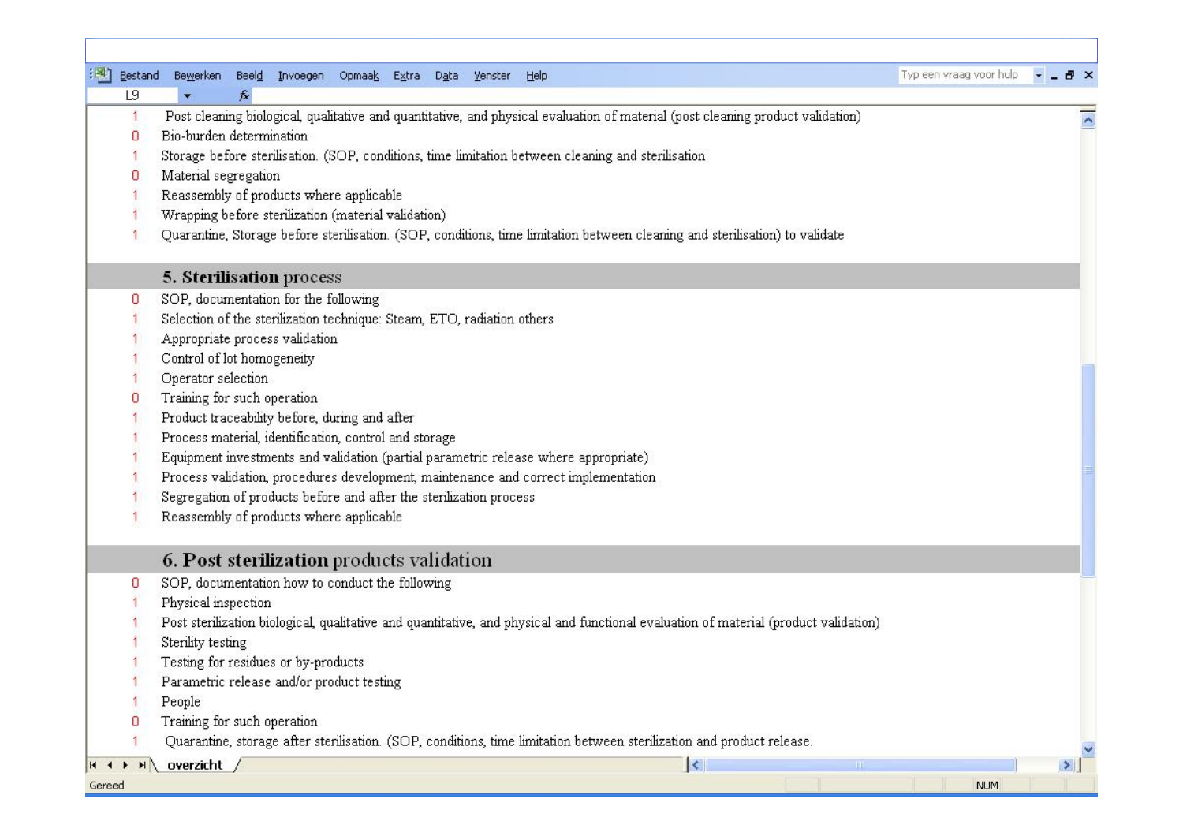| | |
|---|---|
| 1 | Post cleaning biological, qualitative and quantitative, and physical evaluation of material (post cleaning product validation) |
| 0 | Bio-burden determination |
| 1 | Storage before sterilisation. (SOP, conditions, time limitation between cleaning and sterilisation |
| 0 | Material segregation |
| 1 | Reassembly of products where applicable |
| 1 | Wrapping before sterilization (material validation) |
| 1 | Quarantine, Storage before sterilisation. (SOP, conditions, time limitation between cleaning and sterilisation) to validate |

## 5. Sterilisation process

| | |
|---|---|
| 0 | SOP, documentation for the following |
| 1 | Selection of the sterilization technique: Steam, ETO, radiation others |
| 1 | Appropriate process validation |
| 1 | Control of lot homogeneity |
| 1 | Operator selection |
| 0 | Training for such operation |
| 1 | Product traceability before, during and after |
| 1 | Process material, identification, control and storage |
| 1 | Equipment investments and validation (partial parametric release where appropriate) |
| 1 | Process validation, procedures development, maintenance and correct implementation |
| 1 | Segregation of products before and after the sterilization process |
| 1 | Reassembly of products where applicable |

## 6. Post sterilization products validation

| | |
|---|---|
| 0 | SOP, documentation how to conduct the following |
| 1 | Physical inspection |
| 1 | Post sterilization biological, qualitative and quantitative, and physical and functional evaluation of material (product validation) |
| 1 | Sterility testing |
| 1 | Testing for residues or by-products |
| 1 | Parametric release and/or product testing |
| 1 | People |
| 0 | Training for such operation |
| 1 | Quarantine, storage after sterilisation. (SOP, conditions, time limitation between sterilization and product release. |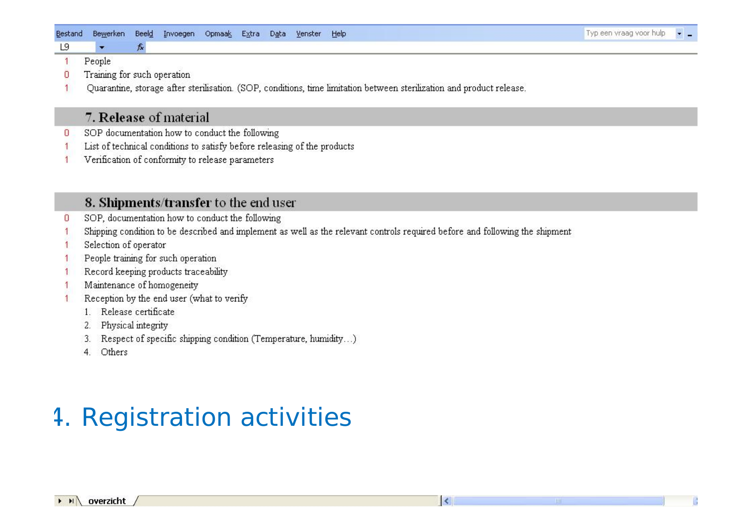| | |
|---|---|
| 1 | People |
| 0 | Training for such operation |
| 1 | Quarantine, storage after sterilisation. (SOP, conditions, time limitation between sterilization and product release. |

## 7. Release of material

| | |
|---|---|
| 0 | SOP documentation how to conduct the following |
| 1 | List of technical conditions to satisfy before releasing of the products |
| 1 | Verification of conformity to release parameters |

## 8. Shipments/transfer to the end user

| | |
|---|---|
| 0 | SOP, documentation how to conduct the following |
| 1 | Shipping condition to be described and implement as well as the relevant controls required before and following the shipment |
| 1 | Selection of operator |
| 1 | People training for such operation |
| 1 | Record keeping products traceability |
| 1 | Maintenance of homogeneity |
| 1 | Reception by the end user (what to verify |

1. Release certificate
2. Physical integrity
3. Respect of specific shipping condition (Temperature, humidity…)
4. Others

# 4. Registration activities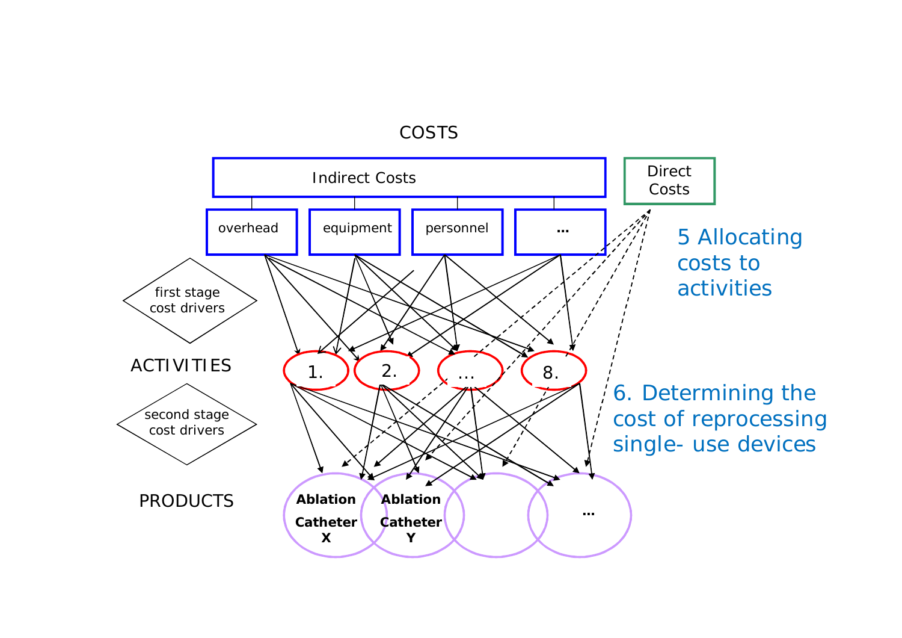COSTS

Indirect Costs

Direct Costs

overhead

equipment

personnel

...

5 Allocating costs to activities

first stage cost drivers

ACTIVITIES

1.

2.

...

8.

second stage cost drivers

6. Determining the cost of reprocessing single- use devices

PRODUCTS

**Ablation Catheter X**

**Ablation Catheter Y**

...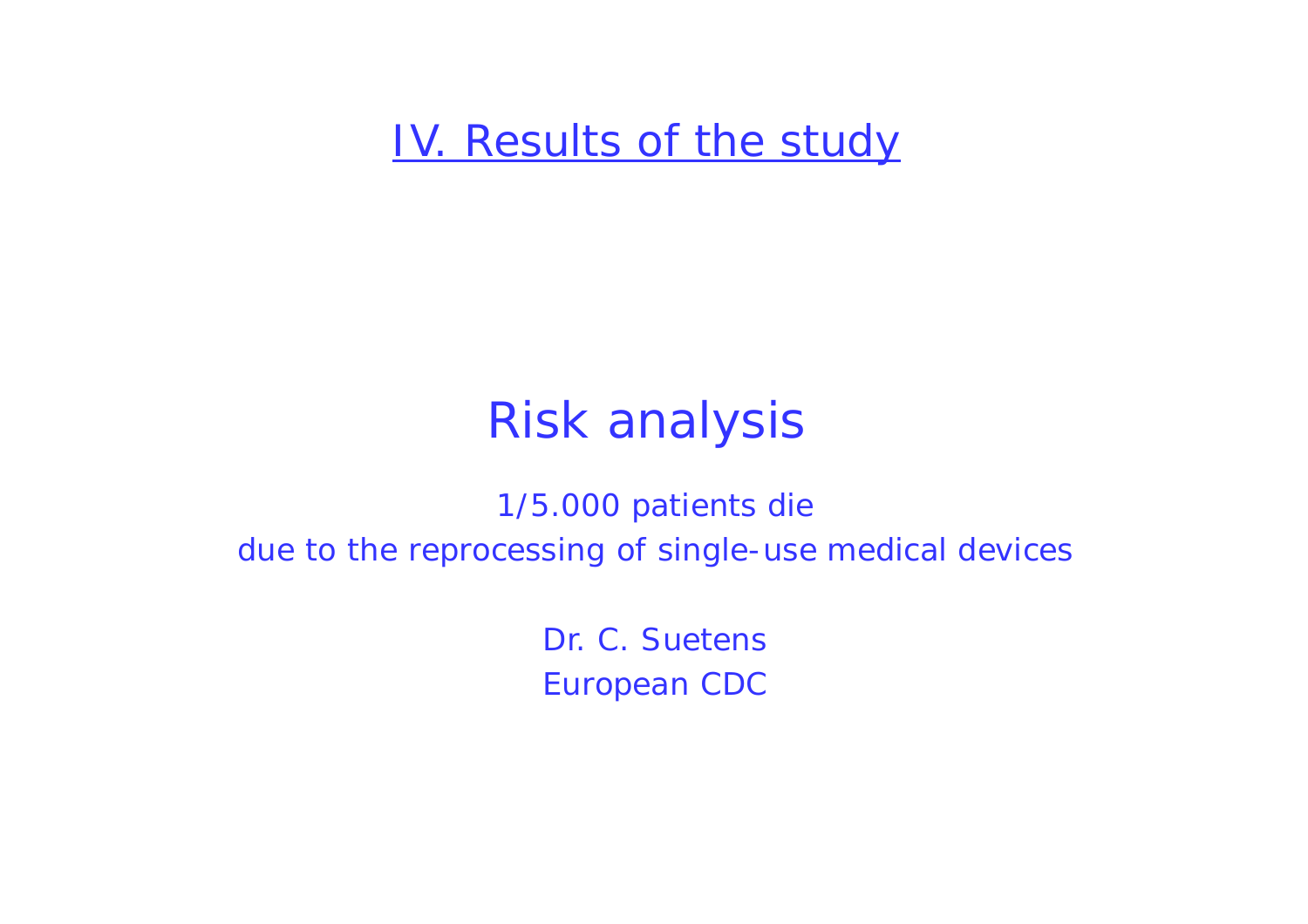# IV. Results of the study

## Risk analysis

1/5.000 patients die
due to the reprocessing of single-use medical devices

Dr. C. Suetens
European CDC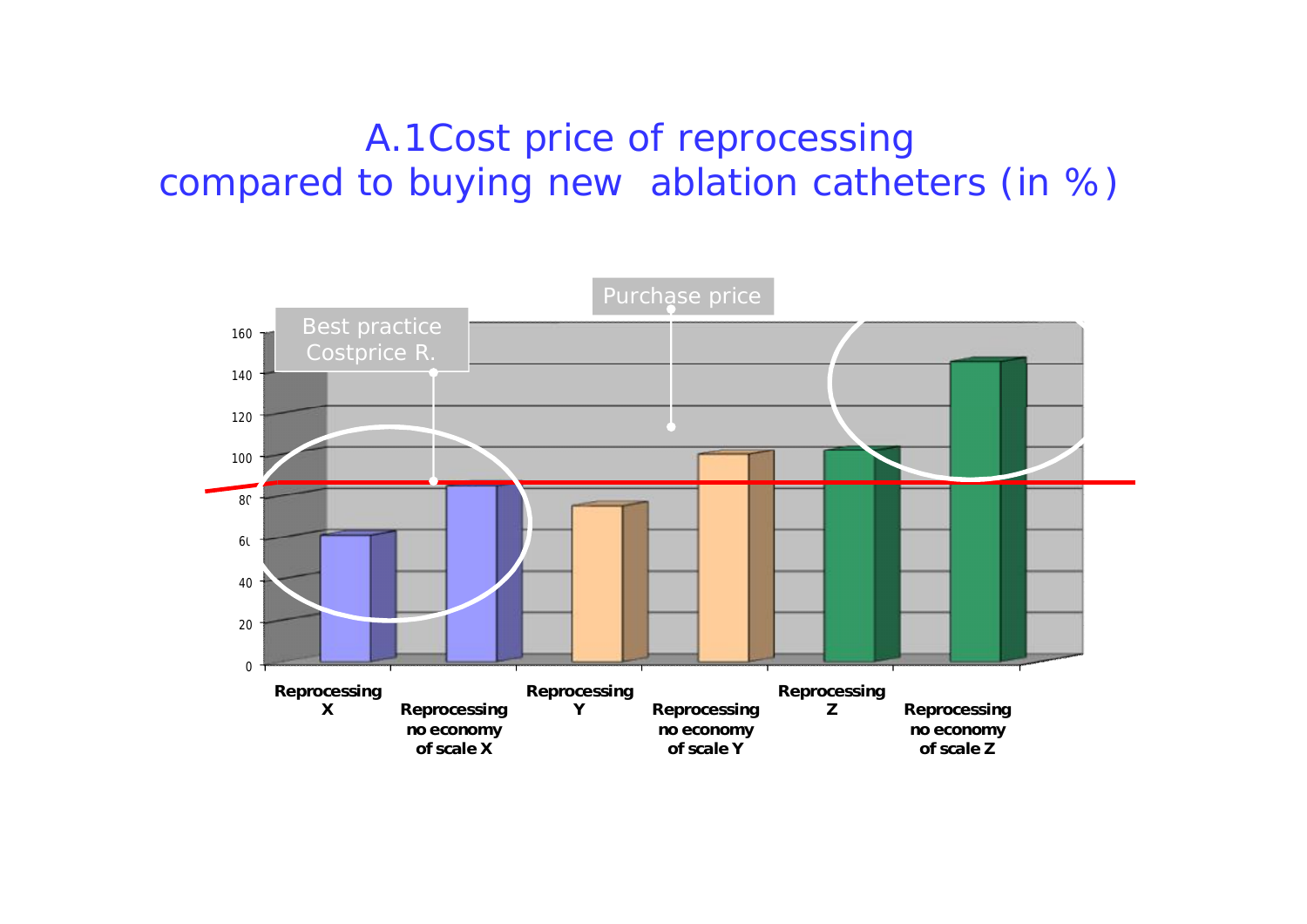# A.1Cost price of reprocessing compared to buying new ablation catheters (in %)

Best practice Costprice R.

Purchase price

| | Reprocessing X | Reprocessing no economy of scale X | Reprocessing Y | Reprocessing no economy of scale Y | Reprocessing Z | Reprocessing no economy of scale Z |
|---|---|---|---|---|---|---|
| % | ~61 | ~86 | ~76 | ~101 | ~103 | ~146 |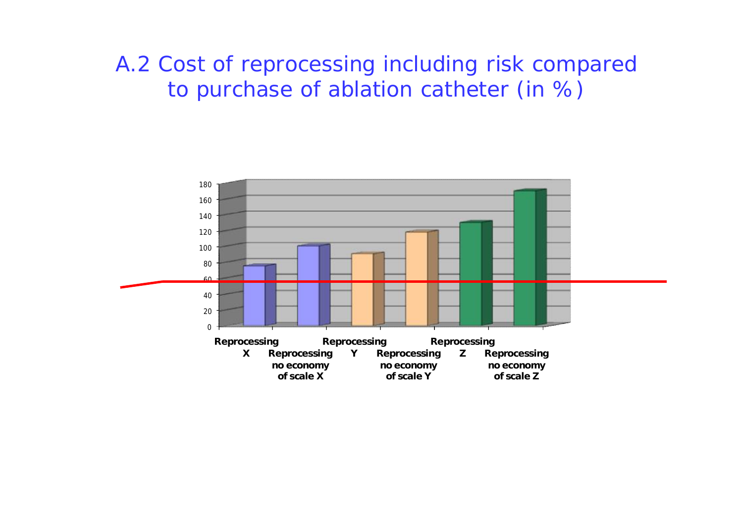# A.2 Cost of reprocessing including risk compared to purchase of ablation catheter (in %)

| Category | Value (%) |
|---|---|
| Reprocessing X | 75 |
| Reprocessing no economy of scale X | 100 |
| Reprocessing Y | 90 |
| Reprocessing no economy of scale Y | 117 |
| Reprocessing Z | 130 |
| Reprocessing no economy of scale Z | 170 |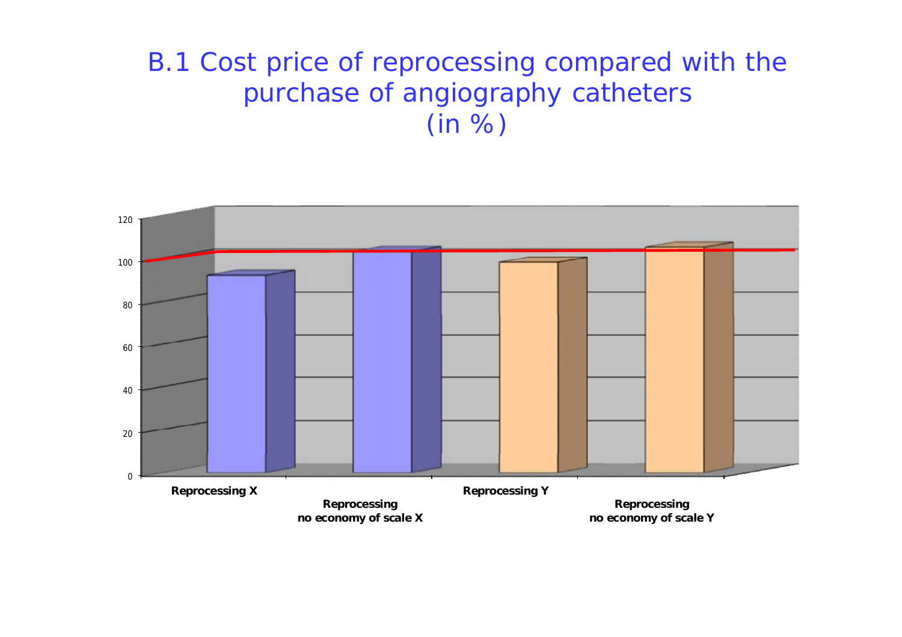# B.1 Cost price of reprocessing compared with the purchase of angiography catheters (in %)

120

100

80

60

40

20

0

Reprocessing X

Reprocessing no economy of scale X

Reprocessing Y

Reprocessing no economy of scale Y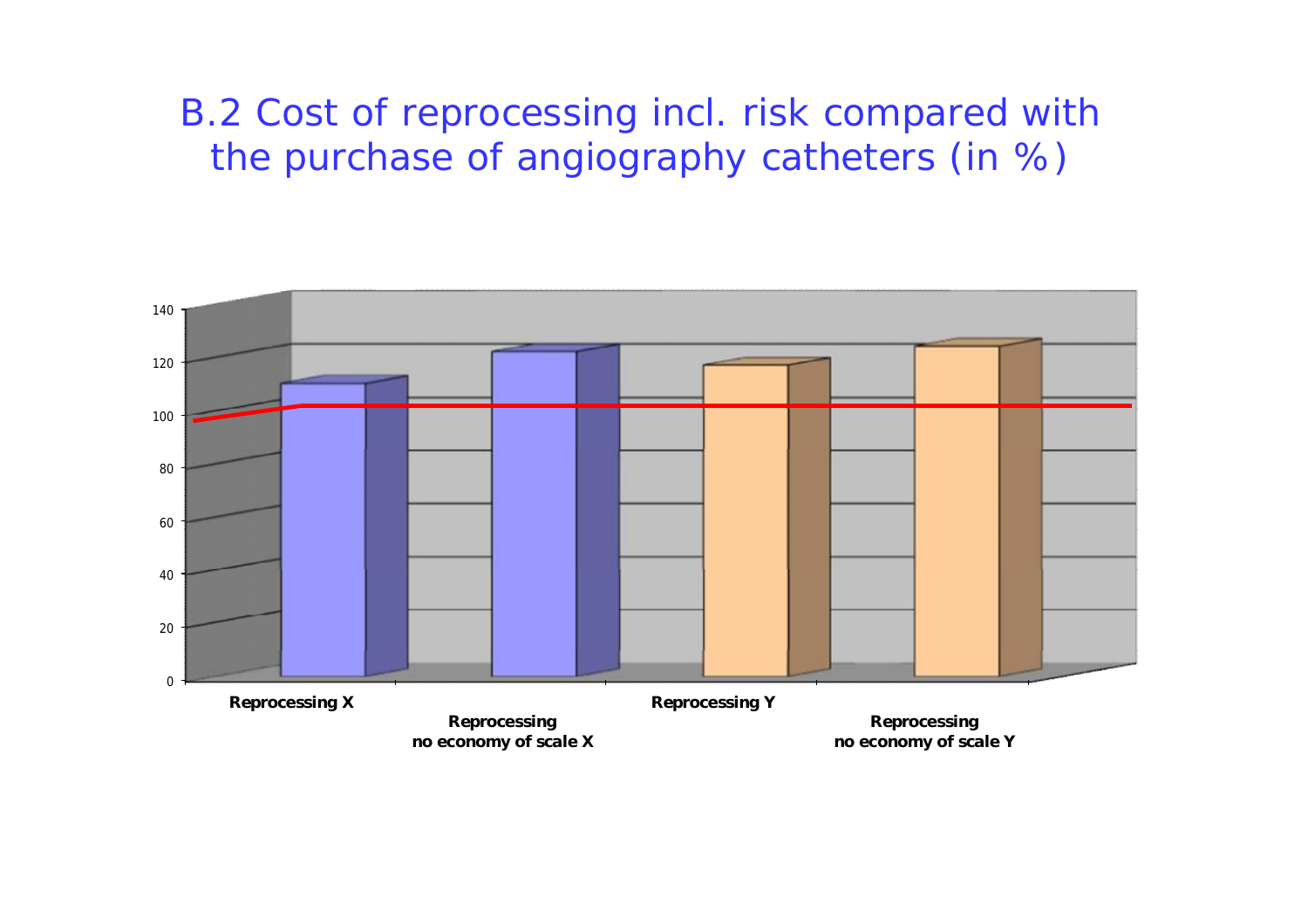# B.2 Cost of reprocessing incl. risk compared with the purchase of angiography catheters (in %)

140
120
100
80
60
40
20
0

Reprocessing X

Reprocessing no economy of scale X

Reprocessing Y

Reprocessing no economy of scale Y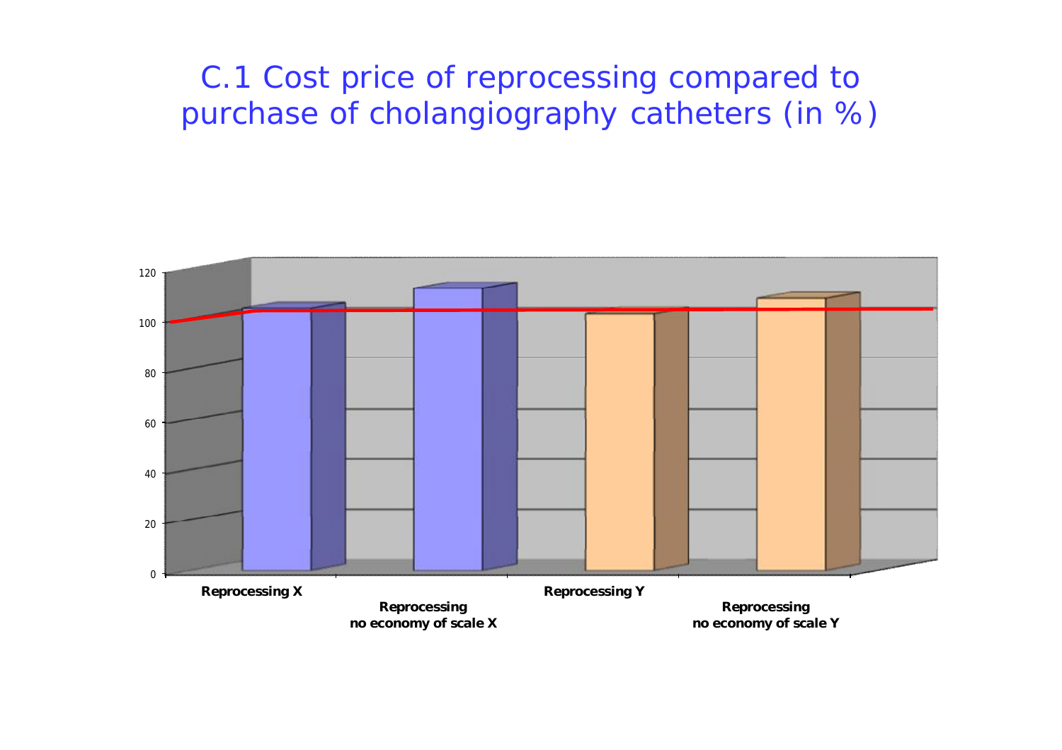# C.1 Cost price of reprocessing compared to purchase of cholangiography catheters (in %)

120

100

80

60

40

20

0

Reprocessing X

Reprocessing no economy of scale X

Reprocessing Y

Reprocessing no economy of scale Y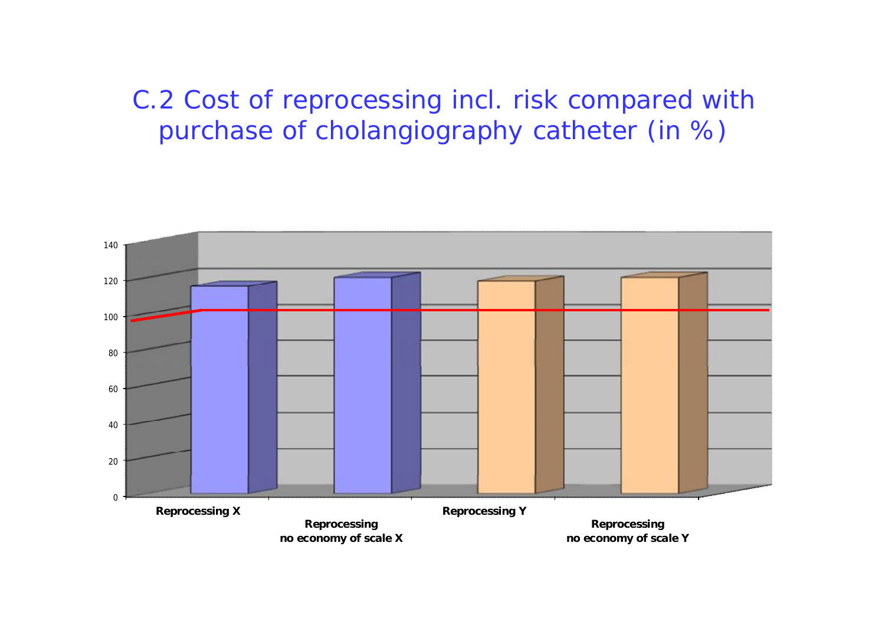# C.2 Cost of reprocessing incl. risk compared with purchase of cholangiography catheter (in %)

140

120

100

80

60

40

20

0

Reprocessing X

Reprocessing no economy of scale X

Reprocessing Y

Reprocessing no economy of scale Y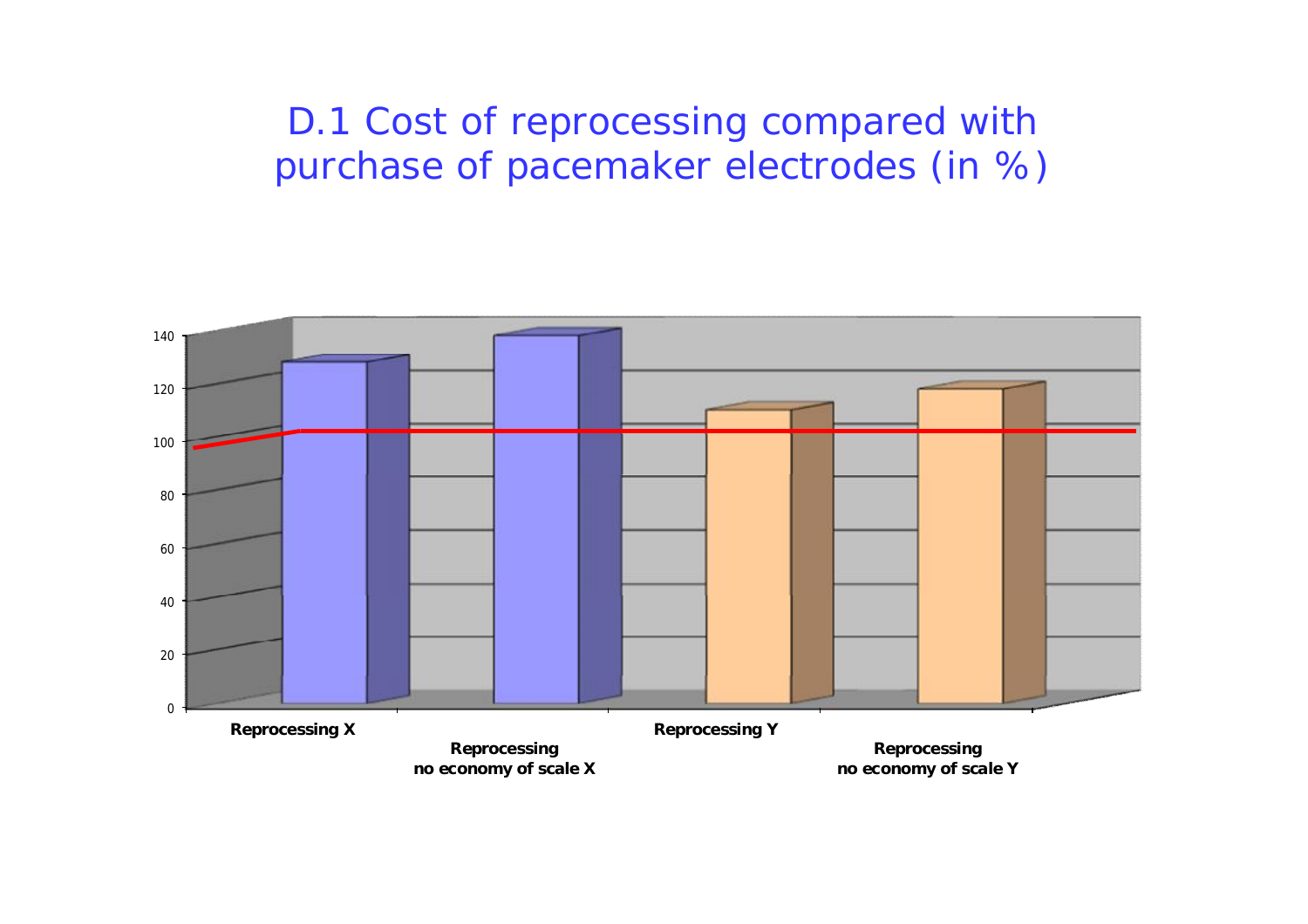# D.1 Cost of reprocessing compared with purchase of pacemaker electrodes (in %)

140
120
100
80
60
40
20
0

**Reprocessing X**

**Reprocessing no economy of scale X**

**Reprocessing Y**

**Reprocessing no economy of scale Y**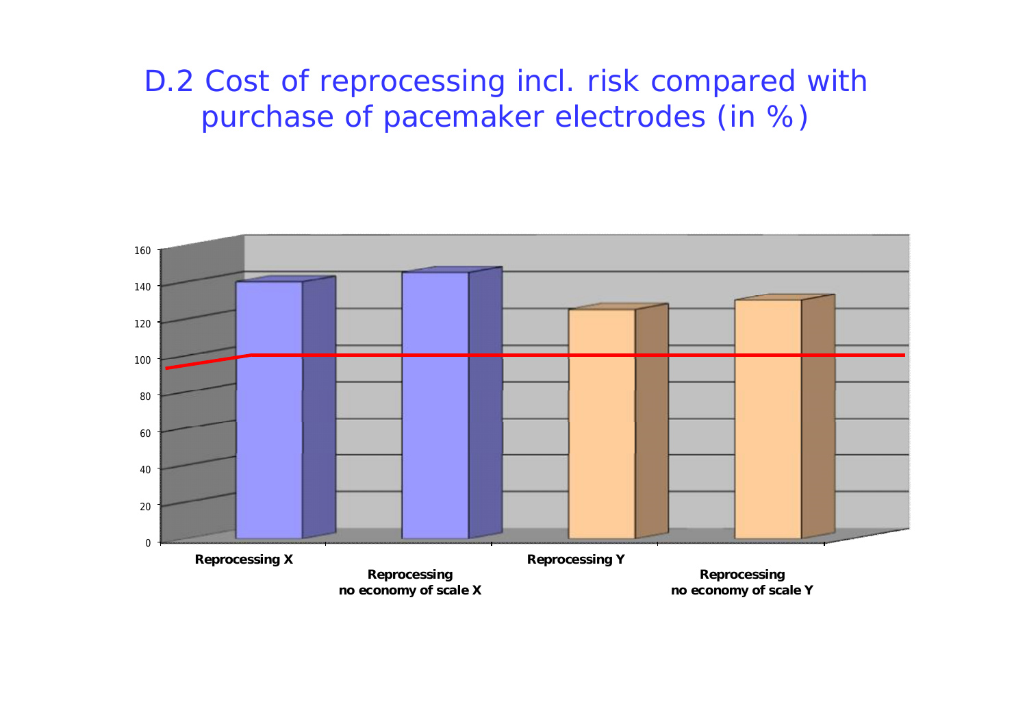# D.2 Cost of reprocessing incl. risk compared with purchase of pacemaker electrodes (in %)

160
140
120
100
80
60
40
20
0

Reprocessing X

Reprocessing no economy of scale X

Reprocessing Y

Reprocessing no economy of scale Y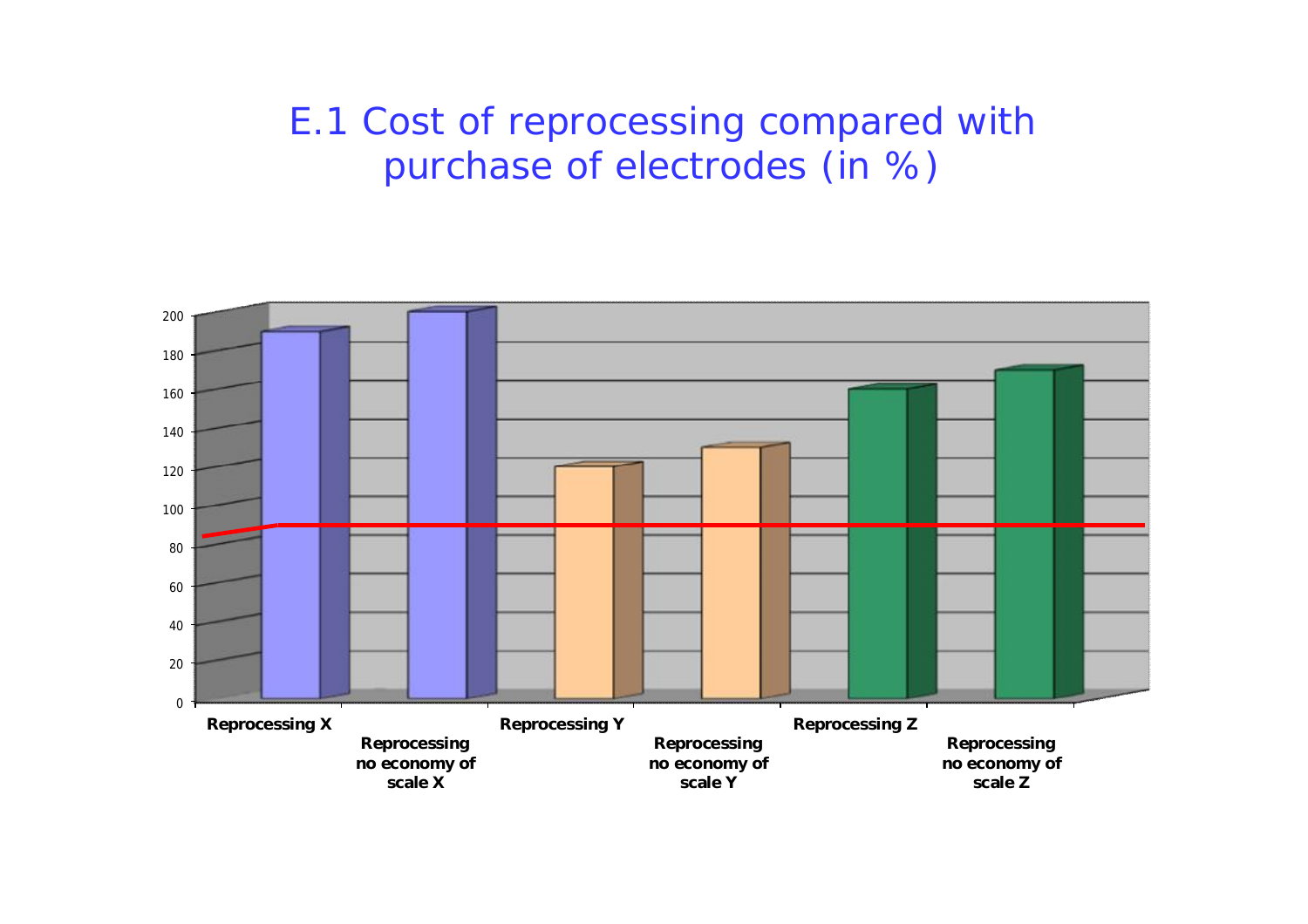# E.1 Cost of reprocessing compared with purchase of electrodes (in %)

| Category | Value (%) |
|---|---|
| Reprocessing X | 190 |
| Reprocessing no economy of scale X | 200 |
| Reprocessing Y | 120 |
| Reprocessing no economy of scale Y | 130 |
| Reprocessing Z | 160 |
| Reprocessing no economy of scale Z | 170 |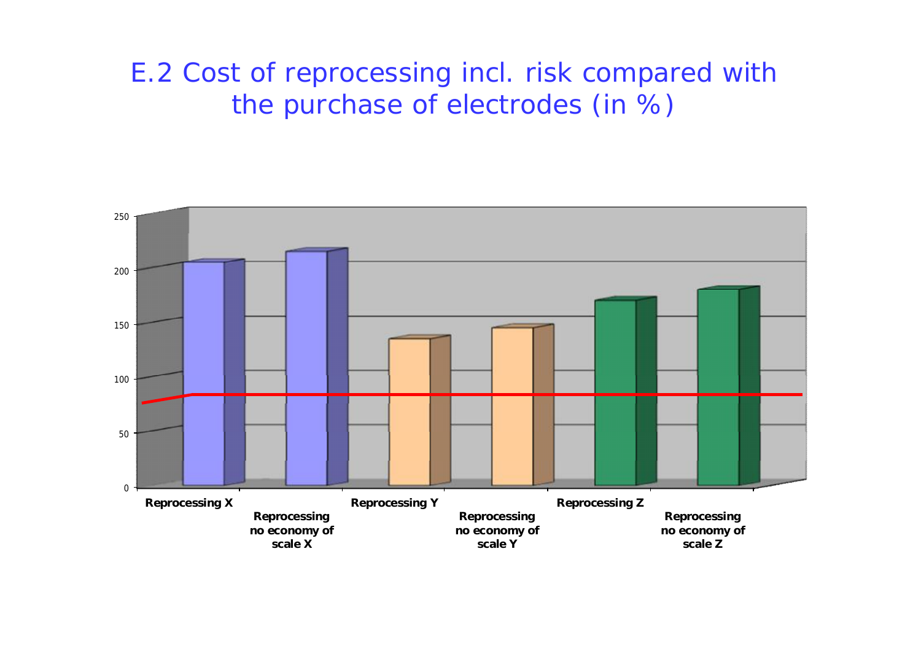# E.2 Cost of reprocessing incl. risk compared with the purchase of electrodes (in %)

250

200

150

100

50

0

Reprocessing X

Reprocessing no economy of scale X

Reprocessing Y

Reprocessing no economy of scale Y

Reprocessing Z

Reprocessing no economy of scale Z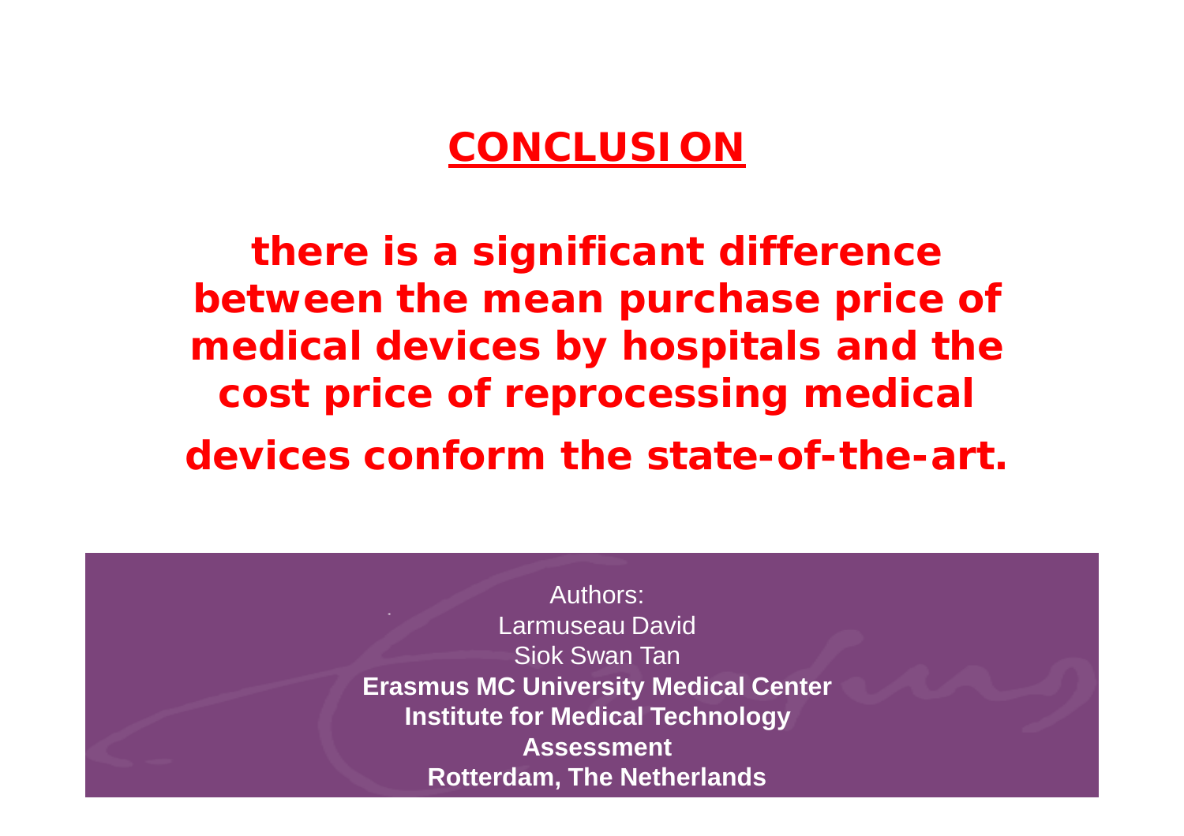# CONCLUSION

**there is a significant difference between the mean purchase price of medical devices by hospitals and the cost price of reprocessing medical devices conform the state-of-the-art.**

Authors:
Larmuseau David
Siok Swan Tan
**Erasmus MC University Medical Center**
**Institute for Medical Technology Assessment**
**Rotterdam, The Netherlands**